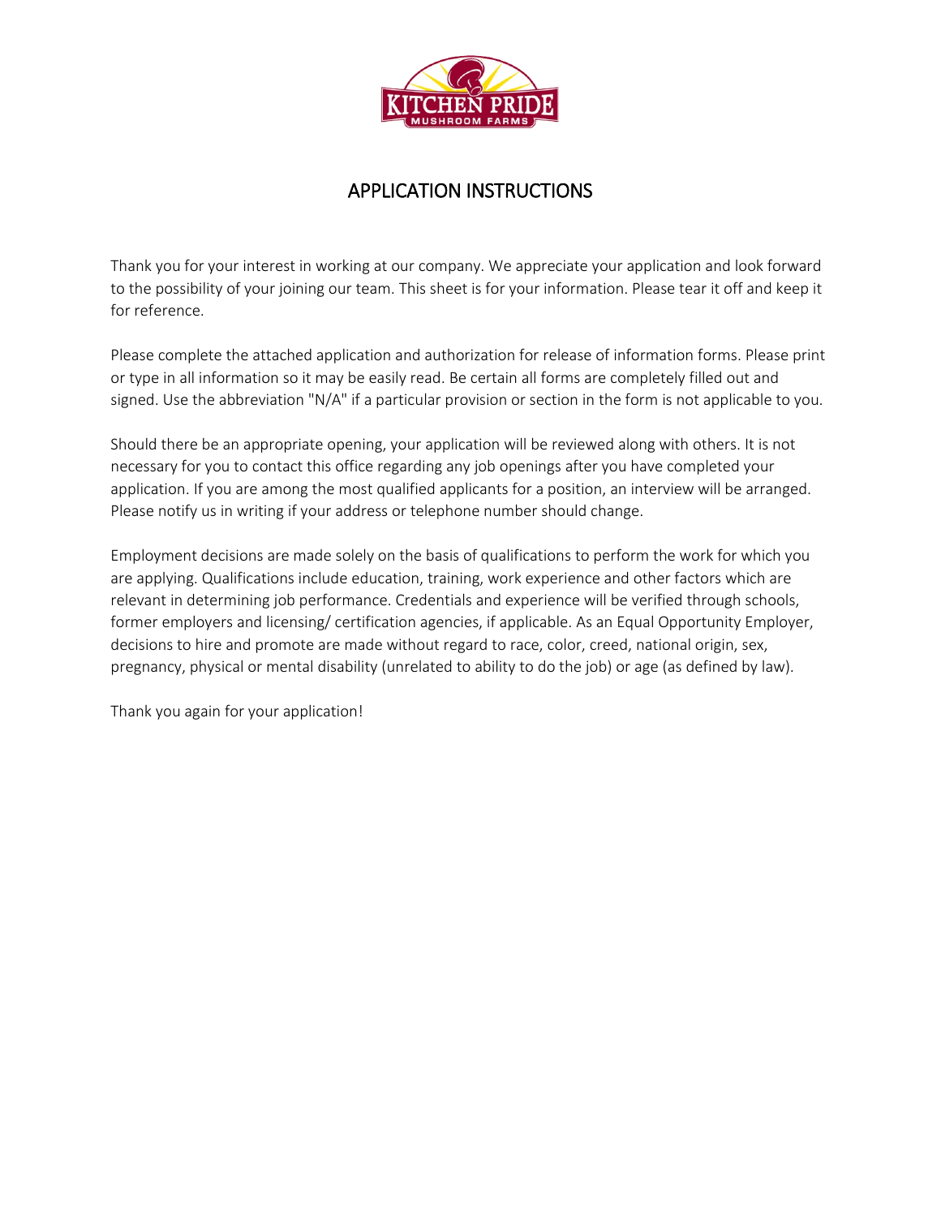# APPLICATION INSTRUCTIONS

Thank you for your interest in working at our company. We appreciate your application and look forward to the possibility of your joining our team. This sheet is for your information. Please tear it off and keep it for reference.

Please complete the attached application and authorization for release of information forms. Please print or type in all information so it may be easily read. Be certain all forms are completely filled out and signed. Use the abbreviation "N/A" if a particular provision or section in the form is not applicable to you.

Should there be an appropriate opening, your application will be reviewed along with others. It is not necessary for you to contact this office regarding any job openings after you have completed your application. If you are among the most qualified applicants for a position, an interview will be arranged. Please notify us in writing if your address or telephone number should change.

Employment decisions are made solely on the basis of qualifications to perform the work for which you are applying. Qualifications include education, training, work experience and other factors which are relevant in determining job performance. Credentials and experience will be verified through schools, former employers and licensing/ certification agencies, if applicable. As an Equal Opportunity Employer, decisions to hire and promote are made without regard to race, color, creed, national origin, sex, pregnancy, physical or mental disability (unrelated to ability to do the job) or age (as defined by law).

Thank you again for your application!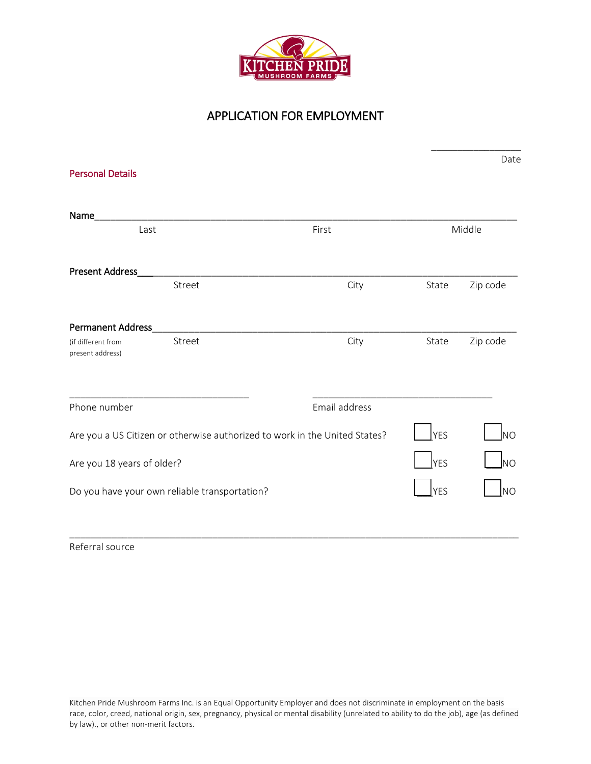# APPLICATION FOR EMPLOYMENT

_______________
Date

## Personal Details

Name_______________________________________________________________
Last First Middle

Present Address______________________________________________________
Street City State Zip code

Permanent Address____________________________________________________
(if different from present address) Street City State Zip code

_______________________________ _______________________________
Phone number Email address

Are you a US Citizen or otherwise authorized to work in the United States? ☐ YES ☐ NO

Are you 18 years of older? ☐ YES ☐ NO

Do you have your own reliable transportation? ☐ YES ☐ NO

_____________________________________________________________________
Referral source

Kitchen Pride Mushroom Farms Inc. is an Equal Opportunity Employer and does not discriminate in employment on the basis race, color, creed, national origin, sex, pregnancy, physical or mental disability (unrelated to ability to do the job), age (as defined by law)., or other non-merit factors.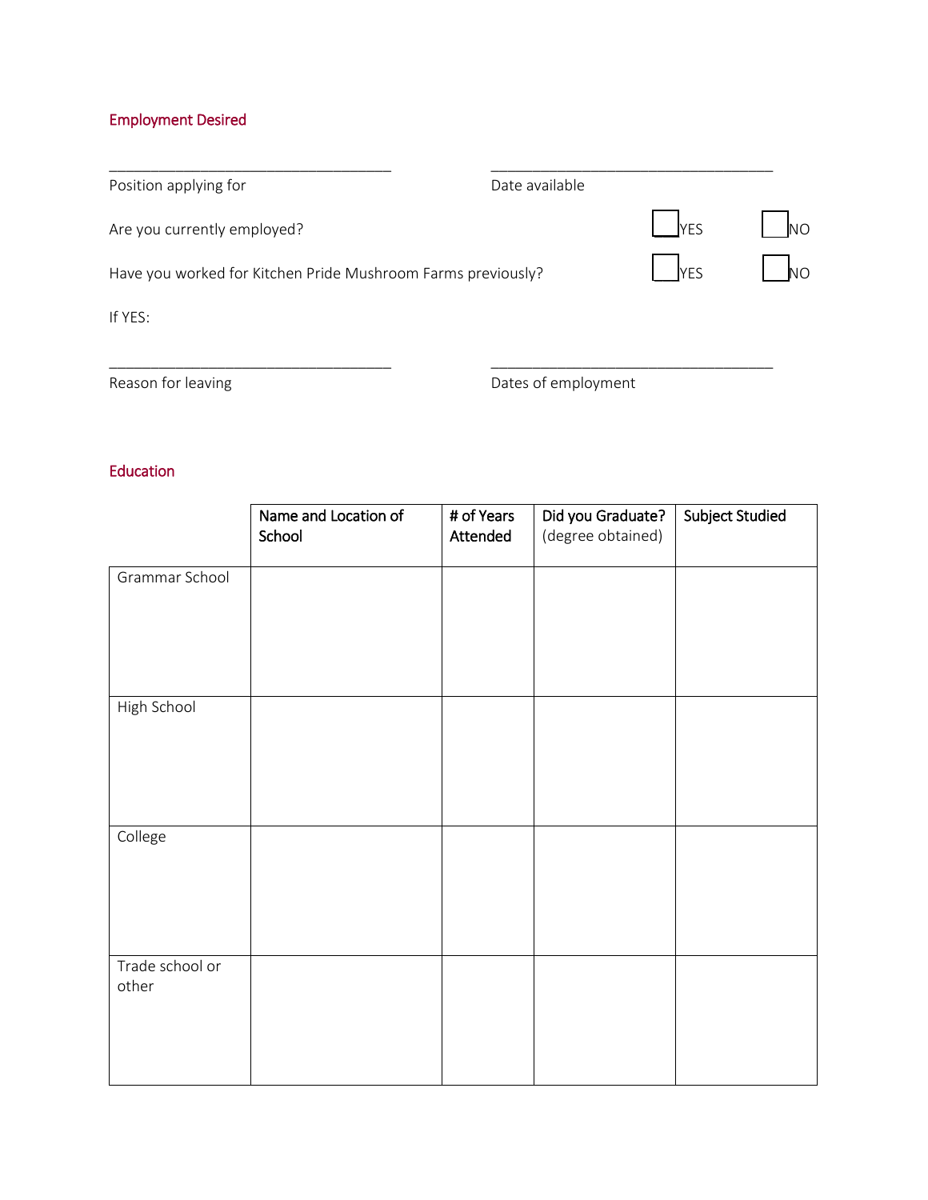## Employment Desired

\_\_\_\_\_\_\_\_\_\_\_\_\_\_\_\_\_\_\_\_\_\_\_\_\_\_\_\_\_\_\_\_\_\_\_\_\_ \_\_\_\_\_\_\_\_\_\_\_\_\_\_\_\_\_\_\_\_\_\_\_\_\_\_\_\_\_\_\_\_\_\_\_\_\_

Position applying for | Date available

Are you currently employed? ☐ YES ☐ NO

Have you worked for Kitchen Pride Mushroom Farms previously? ☐ YES ☐ NO

If YES:

\_\_\_\_\_\_\_\_\_\_\_\_\_\_\_\_\_\_\_\_\_\_\_\_\_\_\_\_\_\_\_\_\_\_\_\_\_ \_\_\_\_\_\_\_\_\_\_\_\_\_\_\_\_\_\_\_\_\_\_\_\_\_\_\_\_\_\_\_\_\_\_\_\_\_

Reason for leaving | Dates of employment

## Education

| | Name and Location of School | # of Years Attended | Did you Graduate? (degree obtained) | Subject Studied |
|---|---|---|---|---|
| Grammar School | | | | |
| High School | | | | |
| College | | | | |
| Trade school or other | | | | |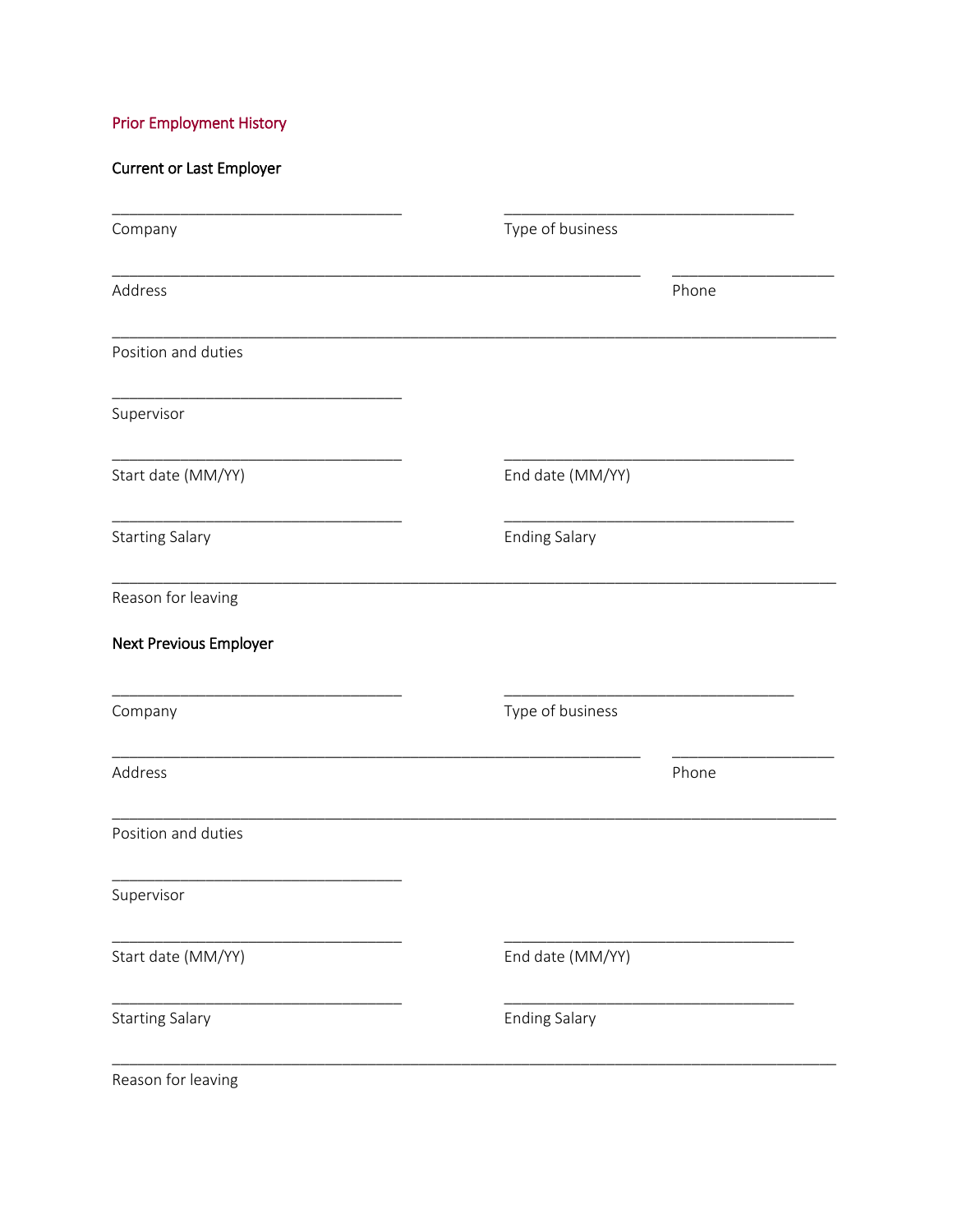## Prior Employment History

### Current or Last Employer

___________________________________ ___________________________________

Company Type of business

_________________________________________________________________ ____________________

Address Phone

________________________________________________________________________________________

Position and duties

___________________________________

Supervisor

___________________________________ ___________________________________

Start date (MM/YY) End date (MM/YY)

___________________________________ ___________________________________

Starting Salary Ending Salary

________________________________________________________________________________________

Reason for leaving

### Next Previous Employer

___________________________________ ___________________________________

Company Type of business

_________________________________________________________________ ____________________

Address Phone

________________________________________________________________________________________

Position and duties

___________________________________

Supervisor

___________________________________ ___________________________________

Start date (MM/YY) End date (MM/YY)

___________________________________ ___________________________________

Starting Salary Ending Salary

________________________________________________________________________________________

Reason for leaving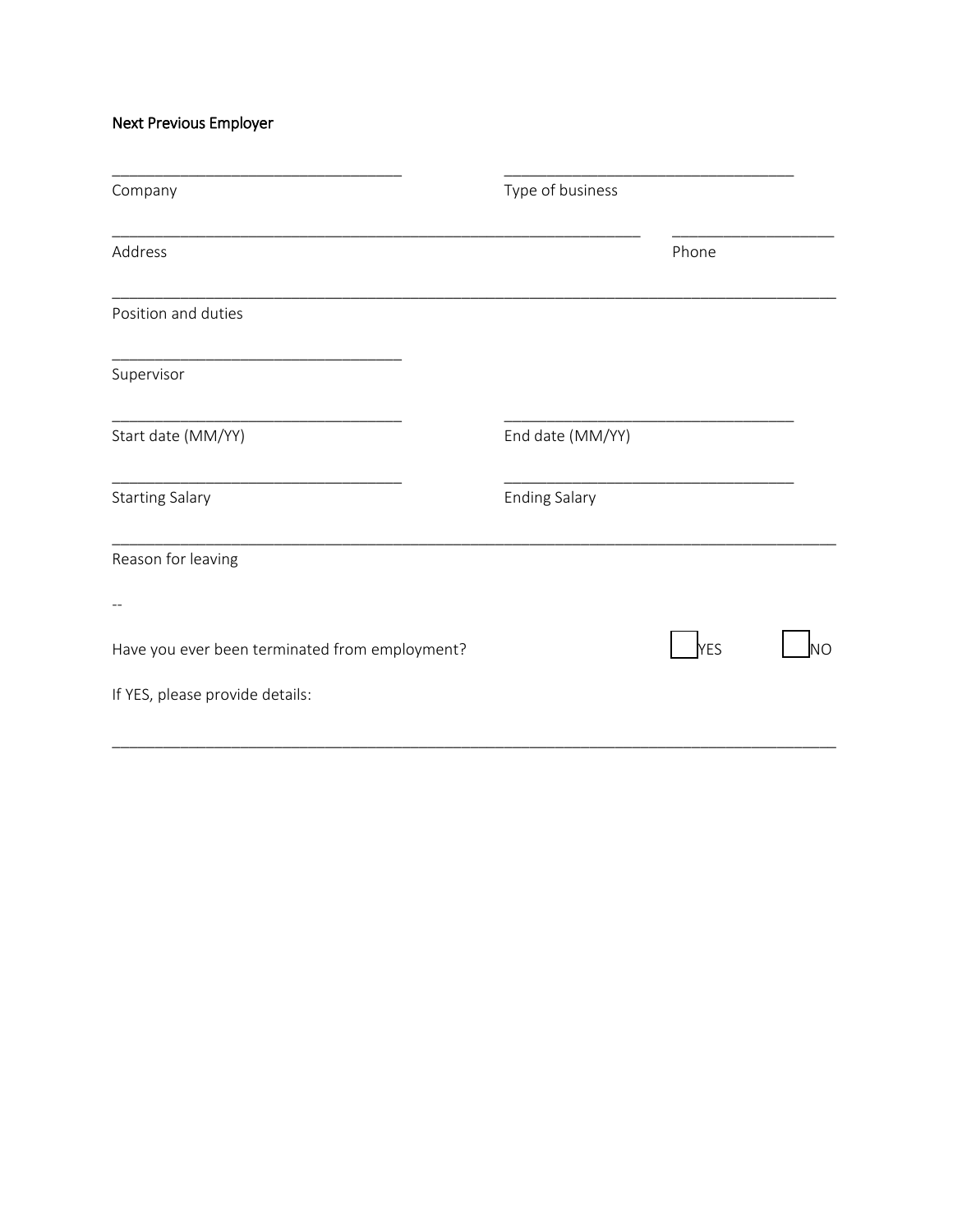Next Previous Employer

\_\_\_\_\_\_\_\_\_\_\_\_\_\_\_\_\_\_\_\_\_\_\_\_\_\_\_\_\_\_\_\_\_\_ \_\_\_\_\_\_\_\_\_\_\_\_\_\_\_\_\_\_\_\_\_\_\_\_\_\_\_\_\_\_\_\_\_\_

Company Type of business

\_\_\_\_\_\_\_\_\_\_\_\_\_\_\_\_\_\_\_\_\_\_\_\_\_\_\_\_\_\_\_\_\_\_\_\_\_\_\_\_\_\_\_\_\_\_\_\_\_\_\_\_\_\_\_\_\_\_\_\_\_\_ \_\_\_\_\_\_\_\_\_\_\_\_\_\_\_\_\_\_\_

Address Phone

\_\_\_\_\_\_\_\_\_\_\_\_\_\_\_\_\_\_\_\_\_\_\_\_\_\_\_\_\_\_\_\_\_\_\_\_\_\_\_\_\_\_\_\_\_\_\_\_\_\_\_\_\_\_\_\_\_\_\_\_\_\_\_\_\_\_\_\_\_\_\_\_\_\_\_\_\_\_\_\_\_\_\_\_

Position and duties

\_\_\_\_\_\_\_\_\_\_\_\_\_\_\_\_\_\_\_\_\_\_\_\_\_\_\_\_\_\_\_\_\_\_

Supervisor

\_\_\_\_\_\_\_\_\_\_\_\_\_\_\_\_\_\_\_\_\_\_\_\_\_\_\_\_\_\_\_\_\_\_ \_\_\_\_\_\_\_\_\_\_\_\_\_\_\_\_\_\_\_\_\_\_\_\_\_\_\_\_\_\_\_\_\_\_

Start date (MM/YY) End date (MM/YY)

\_\_\_\_\_\_\_\_\_\_\_\_\_\_\_\_\_\_\_\_\_\_\_\_\_\_\_\_\_\_\_\_\_\_ \_\_\_\_\_\_\_\_\_\_\_\_\_\_\_\_\_\_\_\_\_\_\_\_\_\_\_\_\_\_\_\_\_\_

Starting Salary Ending Salary

\_\_\_\_\_\_\_\_\_\_\_\_\_\_\_\_\_\_\_\_\_\_\_\_\_\_\_\_\_\_\_\_\_\_\_\_\_\_\_\_\_\_\_\_\_\_\_\_\_\_\_\_\_\_\_\_\_\_\_\_\_\_\_\_\_\_\_\_\_\_\_\_\_\_\_\_\_\_\_\_\_\_\_\_

Reason for leaving

--

Have you ever been terminated from employment? ☐ YES ☐ NO

If YES, please provide details:

\_\_\_\_\_\_\_\_\_\_\_\_\_\_\_\_\_\_\_\_\_\_\_\_\_\_\_\_\_\_\_\_\_\_\_\_\_\_\_\_\_\_\_\_\_\_\_\_\_\_\_\_\_\_\_\_\_\_\_\_\_\_\_\_\_\_\_\_\_\_\_\_\_\_\_\_\_\_\_\_\_\_\_\_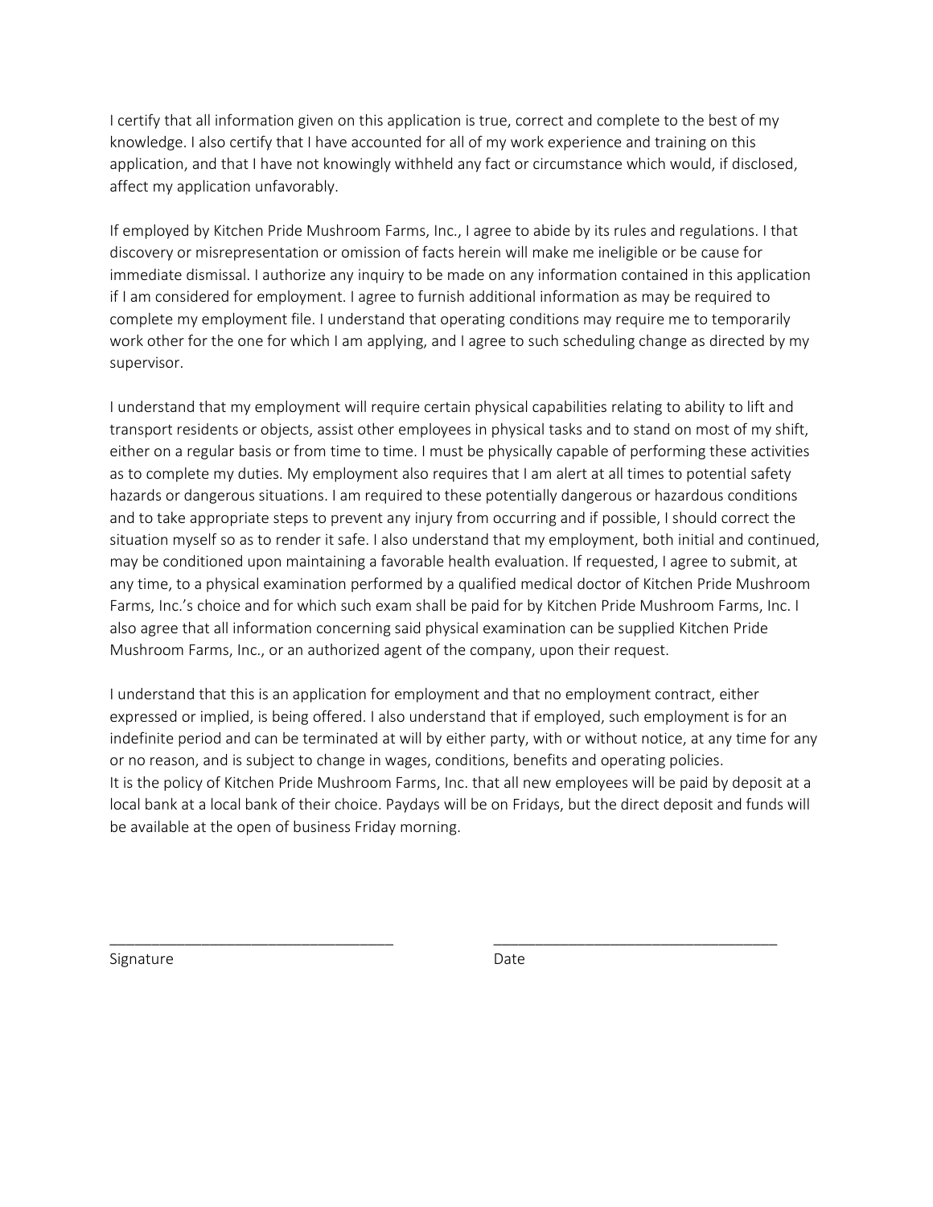I certify that all information given on this application is true, correct and complete to the best of my knowledge. I also certify that I have accounted for all of my work experience and training on this application, and that I have not knowingly withheld any fact or circumstance which would, if disclosed, affect my application unfavorably.

If employed by Kitchen Pride Mushroom Farms, Inc., I agree to abide by its rules and regulations. I that discovery or misrepresentation or omission of facts herein will make me ineligible or be cause for immediate dismissal. I authorize any inquiry to be made on any information contained in this application if I am considered for employment. I agree to furnish additional information as may be required to complete my employment file. I understand that operating conditions may require me to temporarily work other for the one for which I am applying, and I agree to such scheduling change as directed by my supervisor.

I understand that my employment will require certain physical capabilities relating to ability to lift and transport residents or objects, assist other employees in physical tasks and to stand on most of my shift, either on a regular basis or from time to time. I must be physically capable of performing these activities as to complete my duties. My employment also requires that I am alert at all times to potential safety hazards or dangerous situations. I am required to these potentially dangerous or hazardous conditions and to take appropriate steps to prevent any injury from occurring and if possible, I should correct the situation myself so as to render it safe. I also understand that my employment, both initial and continued, may be conditioned upon maintaining a favorable health evaluation. If requested, I agree to submit, at any time, to a physical examination performed by a qualified medical doctor of Kitchen Pride Mushroom Farms, Inc.'s choice and for which such exam shall be paid for by Kitchen Pride Mushroom Farms, Inc. I also agree that all information concerning said physical examination can be supplied Kitchen Pride Mushroom Farms, Inc., or an authorized agent of the company, upon their request.

I understand that this is an application for employment and that no employment contract, either expressed or implied, is being offered. I also understand that if employed, such employment is for an indefinite period and can be terminated at will by either party, with or without notice, at any time for any or no reason, and is subject to change in wages, conditions, benefits and operating policies.
It is the policy of Kitchen Pride Mushroom Farms, Inc. that all new employees will be paid by deposit at a local bank at a local bank of their choice. Paydays will be on Fridays, but the direct deposit and funds will be available at the open of business Friday morning.

___________________________________ ___________________________________

Signature Date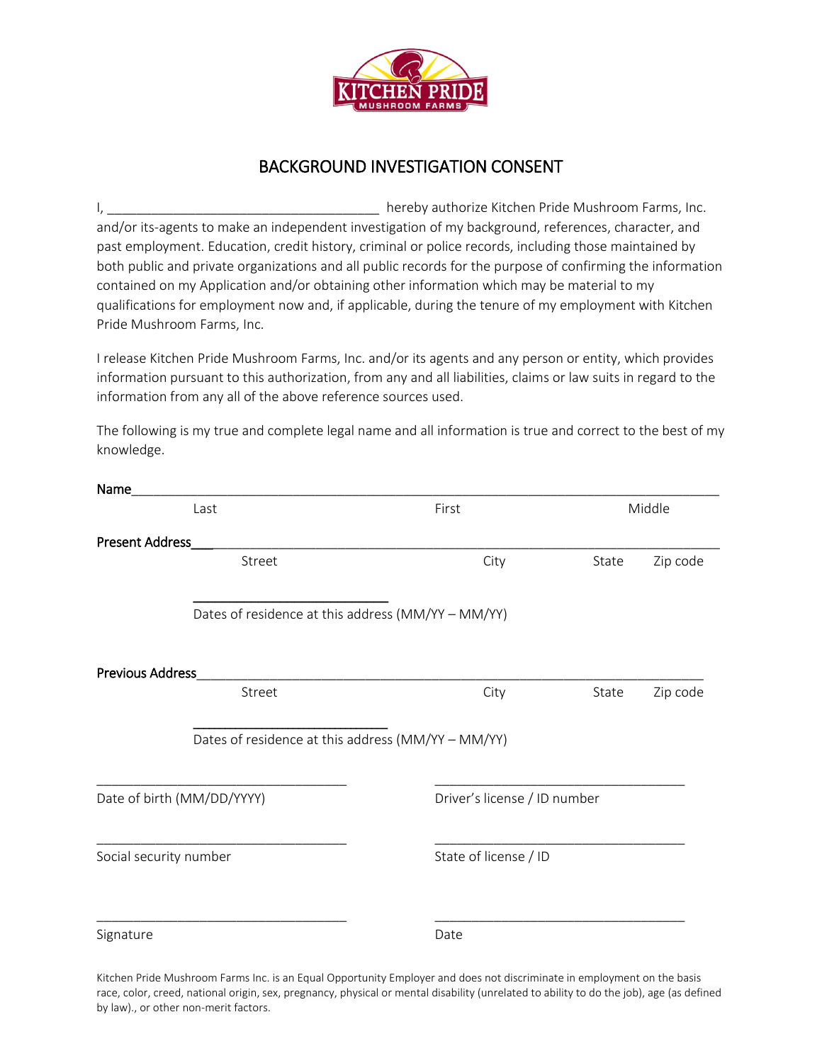# BACKGROUND INVESTIGATION CONSENT

I, ______________________________________ hereby authorize Kitchen Pride Mushroom Farms, Inc. and/or its-agents to make an independent investigation of my background, references, character, and past employment. Education, credit history, criminal or police records, including those maintained by both public and private organizations and all public records for the purpose of confirming the information contained on my Application and/or obtaining other information which may be material to my qualifications for employment now and, if applicable, during the tenure of my employment with Kitchen Pride Mushroom Farms, Inc.

I release Kitchen Pride Mushroom Farms, Inc. and/or its agents and any person or entity, which provides information pursuant to this authorization, from any and all liabilities, claims or law suits in regard to the information from any all of the above reference sources used.

The following is my true and complete legal name and all information is true and correct to the best of my knowledge.

**Name**_______________________________________________________________________________

Last First Middle

**Present Address**___________________________________________________________________

Street City State Zip code

___________________________

Dates of residence at this address (MM/YY – MM/YY)

**Previous Address**__________________________________________________________________

Street City State Zip code

___________________________

Dates of residence at this address (MM/YY – MM/YY)

___________________________________ ___________________________________

Date of birth (MM/DD/YYYY) Driver's license / ID number

___________________________________ ___________________________________

Social security number State of license / ID

___________________________________ ___________________________________

Signature Date

Kitchen Pride Mushroom Farms Inc. is an Equal Opportunity Employer and does not discriminate in employment on the basis race, color, creed, national origin, sex, pregnancy, physical or mental disability (unrelated to ability to do the job), age (as defined by law)., or other non-merit factors.